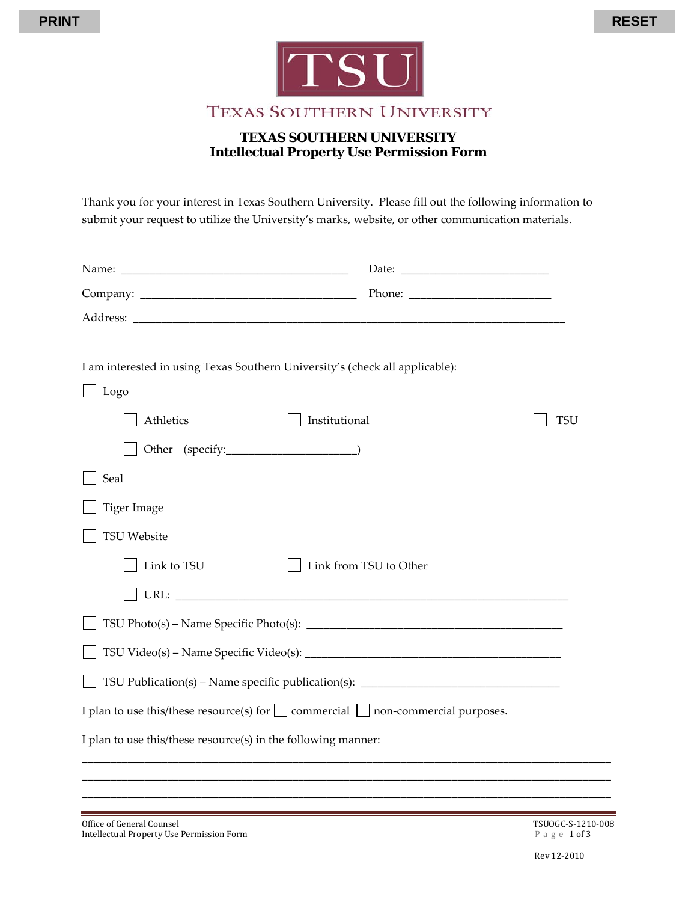# TEXAS SOUTHERN UNIVERSITY

## TEXAS SOUTHERN UNIVERSITY
## Intellectual Property Use Permission Form

Thank you for your interest in Texas Southern University. Please fill out the following information to submit your request to utilize the University's marks, website, or other communication materials.

Name: ______________________________________ Date: _________________________

Company: ____________________________________ Phone: ________________________

Address: __________________________________________________________________________

I am interested in using Texas Southern University's (check all applicable):

- ☐ Logo
  - ☐ Athletics ☐ Institutional ☐ TSU
  - ☐ Other (specify:______________________)
- ☐ Seal
- ☐ Tiger Image
- ☐ TSU Website
  - ☐ Link to TSU ☐ Link from TSU to Other
  - ☐ URL: ___________________________________________________________________
- ☐ TSU Photo(s) – Name Specific Photo(s): ___________________________________________
- ☐ TSU Video(s) – Name Specific Video(s): ___________________________________________
- ☐ TSU Publication(s) – Name specific publication(s): __________________________________

I plan to use this/these resource(s) for ☐ commercial ☐ non-commercial purposes.

I plan to use this/these resource(s) in the following manner:

__________________________________________________________________________________________

__________________________________________________________________________________________

__________________________________________________________________________________________

Office of General Counsel
Intellectual Property Use Permission Form

TSUOGC-S-1210-008

Rev 12-2010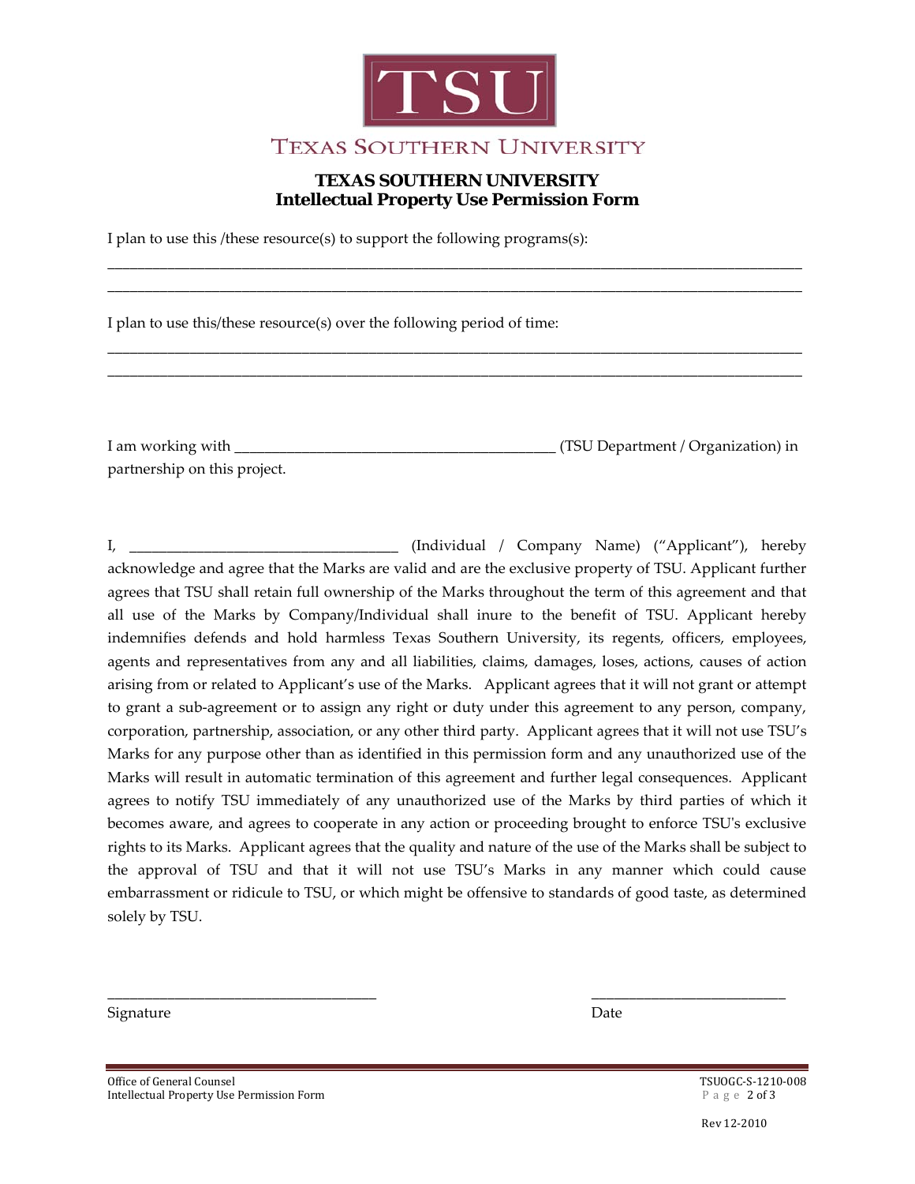TEXAS SOUTHERN UNIVERSITY

## TEXAS SOUTHERN UNIVERSITY
## Intellectual Property Use Permission Form

I plan to use this /these resource(s) to support the following programs(s):

\_\_\_\_\_\_\_\_\_\_\_\_\_\_\_\_\_\_\_\_\_\_\_\_\_\_\_\_\_\_\_\_\_\_\_\_\_\_\_\_\_\_\_\_\_\_\_\_\_\_\_\_\_\_\_\_\_\_\_\_\_\_\_\_\_\_\_\_\_\_\_\_\_\_\_\_\_\_\_\_\_\_\_\_

\_\_\_\_\_\_\_\_\_\_\_\_\_\_\_\_\_\_\_\_\_\_\_\_\_\_\_\_\_\_\_\_\_\_\_\_\_\_\_\_\_\_\_\_\_\_\_\_\_\_\_\_\_\_\_\_\_\_\_\_\_\_\_\_\_\_\_\_\_\_\_\_\_\_\_\_\_\_\_\_\_\_\_\_

I plan to use this/these resource(s) over the following period of time:

\_\_\_\_\_\_\_\_\_\_\_\_\_\_\_\_\_\_\_\_\_\_\_\_\_\_\_\_\_\_\_\_\_\_\_\_\_\_\_\_\_\_\_\_\_\_\_\_\_\_\_\_\_\_\_\_\_\_\_\_\_\_\_\_\_\_\_\_\_\_\_\_\_\_\_\_\_\_\_\_\_\_\_\_

\_\_\_\_\_\_\_\_\_\_\_\_\_\_\_\_\_\_\_\_\_\_\_\_\_\_\_\_\_\_\_\_\_\_\_\_\_\_\_\_\_\_\_\_\_\_\_\_\_\_\_\_\_\_\_\_\_\_\_\_\_\_\_\_\_\_\_\_\_\_\_\_\_\_\_\_\_\_\_\_\_\_\_\_

I am working with \_\_\_\_\_\_\_\_\_\_\_\_\_\_\_\_\_\_\_\_\_\_\_\_\_\_\_\_\_\_\_\_\_\_\_\_\_\_\_\_\_ (TSU Department / Organization) in partnership on this project.

I, \_\_\_\_\_\_\_\_\_\_\_\_\_\_\_\_\_\_\_\_\_\_\_\_\_\_\_\_\_\_\_\_\_\_\_ (Individual / Company Name) ("Applicant"), hereby acknowledge and agree that the Marks are valid and are the exclusive property of TSU. Applicant further agrees that TSU shall retain full ownership of the Marks throughout the term of this agreement and that all use of the Marks by Company/Individual shall inure to the benefit of TSU. Applicant hereby indemnifies defends and hold harmless Texas Southern University, its regents, officers, employees, agents and representatives from any and all liabilities, claims, damages, loses, actions, causes of action arising from or related to Applicant's use of the Marks. Applicant agrees that it will not grant or attempt to grant a sub-agreement or to assign any right or duty under this agreement to any person, company, corporation, partnership, association, or any other third party. Applicant agrees that it will not use TSU's Marks for any purpose other than as identified in this permission form and any unauthorized use of the Marks will result in automatic termination of this agreement and further legal consequences. Applicant agrees to notify TSU immediately of any unauthorized use of the Marks by third parties of which it becomes aware, and agrees to cooperate in any action or proceeding brought to enforce TSU's exclusive rights to its Marks. Applicant agrees that the quality and nature of the use of the Marks shall be subject to the approval of TSU and that it will not use TSU's Marks in any manner which could cause embarrassment or ridicule to TSU, or which might be offensive to standards of good taste, as determined solely by TSU.

\_\_\_\_\_\_\_\_\_\_\_\_\_\_\_\_\_\_\_\_\_\_\_\_\_\_\_\_\_\_\_\_\_\_\_\_ &nbsp;&nbsp;&nbsp;&nbsp;&nbsp;&nbsp;&nbsp;&nbsp; \_\_\_\_\_\_\_\_\_\_\_\_\_\_\_\_\_\_\_\_\_\_\_\_\_\_

Signature &nbsp;&nbsp;&nbsp;&nbsp;&nbsp;&nbsp;&nbsp;&nbsp;&nbsp;&nbsp;&nbsp;&nbsp;&nbsp;&nbsp;&nbsp;&nbsp;&nbsp;&nbsp;&nbsp;&nbsp;&nbsp;&nbsp;&nbsp;&nbsp;&nbsp;&nbsp;&nbsp;&nbsp;&nbsp;&nbsp;&nbsp;&nbsp;&nbsp;&nbsp;&nbsp;&nbsp;&nbsp;&nbsp;&nbsp;&nbsp; Date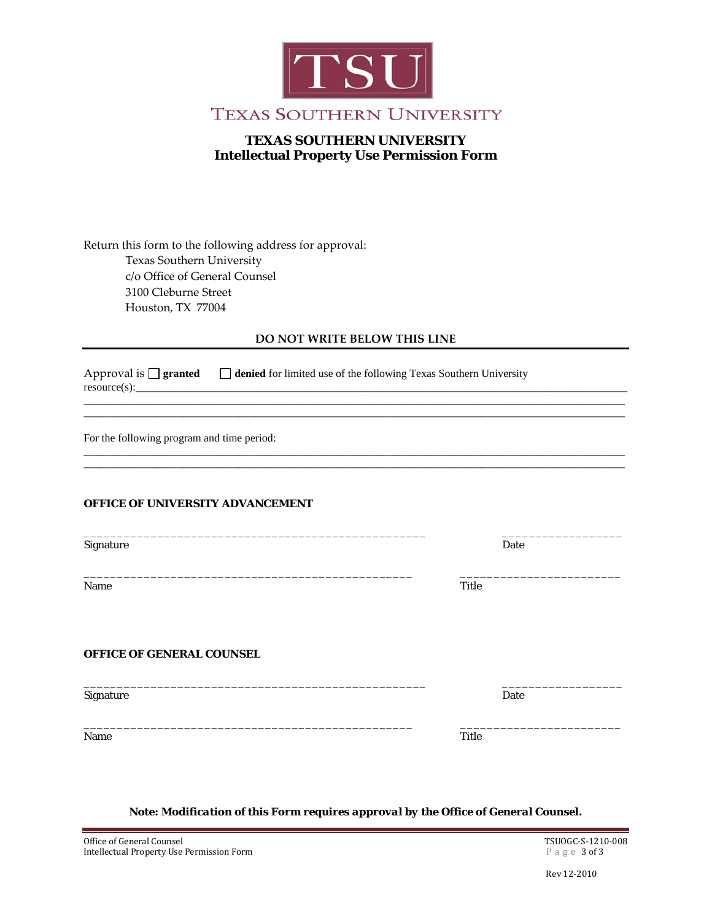TEXAS SOUTHERN UNIVERSITY

# TEXAS SOUTHERN UNIVERSITY
## Intellectual Property Use Permission Form

Return this form to the following address for approval:

Texas Southern University
c/o Office of General Counsel
3100 Cleburne Street
Houston, TX 77004

**DO NOT WRITE BELOW THIS LINE**

---

Approval is ☐ **granted** ☐ **denied** for limited use of the following Texas Southern University resource(s):______________________________________________________________________________
______________________________________________________________________________
______________________________________________________________________________

For the following program and time period:
______________________________________________________________________________
______________________________________________________________________________

**OFFICE OF UNIVERSITY ADVANCEMENT**

_______________________________________________ _________________
Signature Date

_______________________________________________ _______________________
Name Title

**OFFICE OF GENERAL COUNSEL**

_______________________________________________ _________________
Signature Date

_______________________________________________ _______________________
Name Title

***Note: Modification of this Form requires approval by the Office of General Counsel.***

Office of General Counsel
Intellectual Property Use Permission Form

TSUOGC-S-1210-008

Rev 12-2010